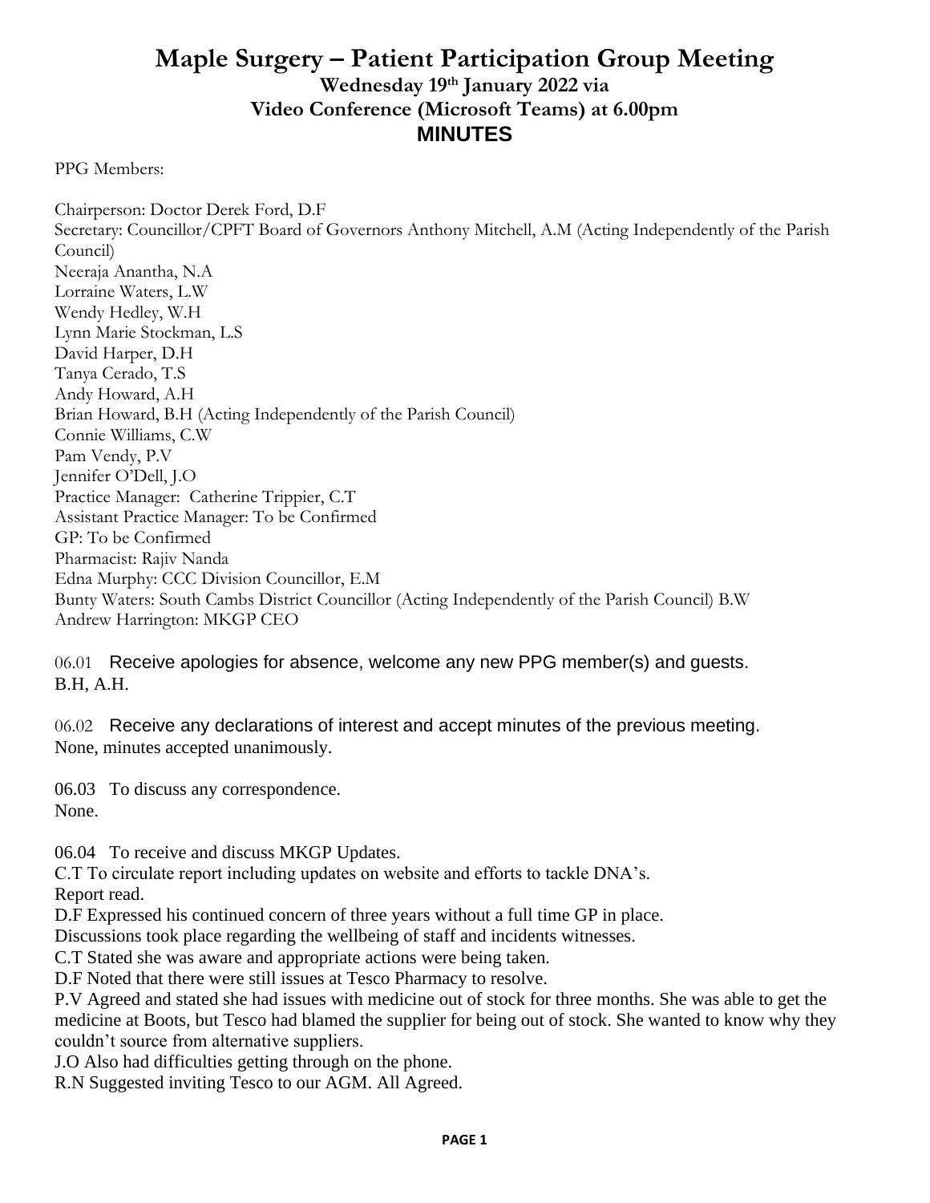# Maple Surgery – Patient Participation Group Meeting

## Wednesday 19th January 2022 via Video Conference (Microsoft Teams) at 6.00pm

## MINUTES

PPG Members:

Chairperson: Doctor Derek Ford, D.F
Secretary: Councillor/CPFT Board of Governors Anthony Mitchell, A.M (Acting Independently of the Parish Council)
Neeraja Anantha, N.A
Lorraine Waters, L.W
Wendy Hedley, W.H
Lynn Marie Stockman, L.S
David Harper, D.H
Tanya Cerado, T.S
Andy Howard, A.H
Brian Howard, B.H (Acting Independently of the Parish Council)
Connie Williams, C.W
Pam Vendy, P.V
Jennifer O'Dell, J.O
Practice Manager: Catherine Trippier, C.T
Assistant Practice Manager: To be Confirmed
GP: To be Confirmed
Pharmacist: Rajiv Nanda
Edna Murphy: CCC Division Councillor, E.M
Bunty Waters: South Cambs District Councillor (Acting Independently of the Parish Council) B.W
Andrew Harrington: MKGP CEO

06.01 Receive apologies for absence, welcome any new PPG member(s) and guests.
B.H, A.H.

06.02 Receive any declarations of interest and accept minutes of the previous meeting.
None, minutes accepted unanimously.

06.03 To discuss any correspondence.
None.

06.04 To receive and discuss MKGP Updates.
C.T To circulate report including updates on website and efforts to tackle DNA's.
Report read.
D.F Expressed his continued concern of three years without a full time GP in place.
Discussions took place regarding the wellbeing of staff and incidents witnesses.
C.T Stated she was aware and appropriate actions were being taken.
D.F Noted that there were still issues at Tesco Pharmacy to resolve.
P.V Agreed and stated she had issues with medicine out of stock for three months. She was able to get the medicine at Boots, but Tesco had blamed the supplier for being out of stock. She wanted to know why they couldn't source from alternative suppliers.
J.O Also had difficulties getting through on the phone.
R.N Suggested inviting Tesco to our AGM. All Agreed.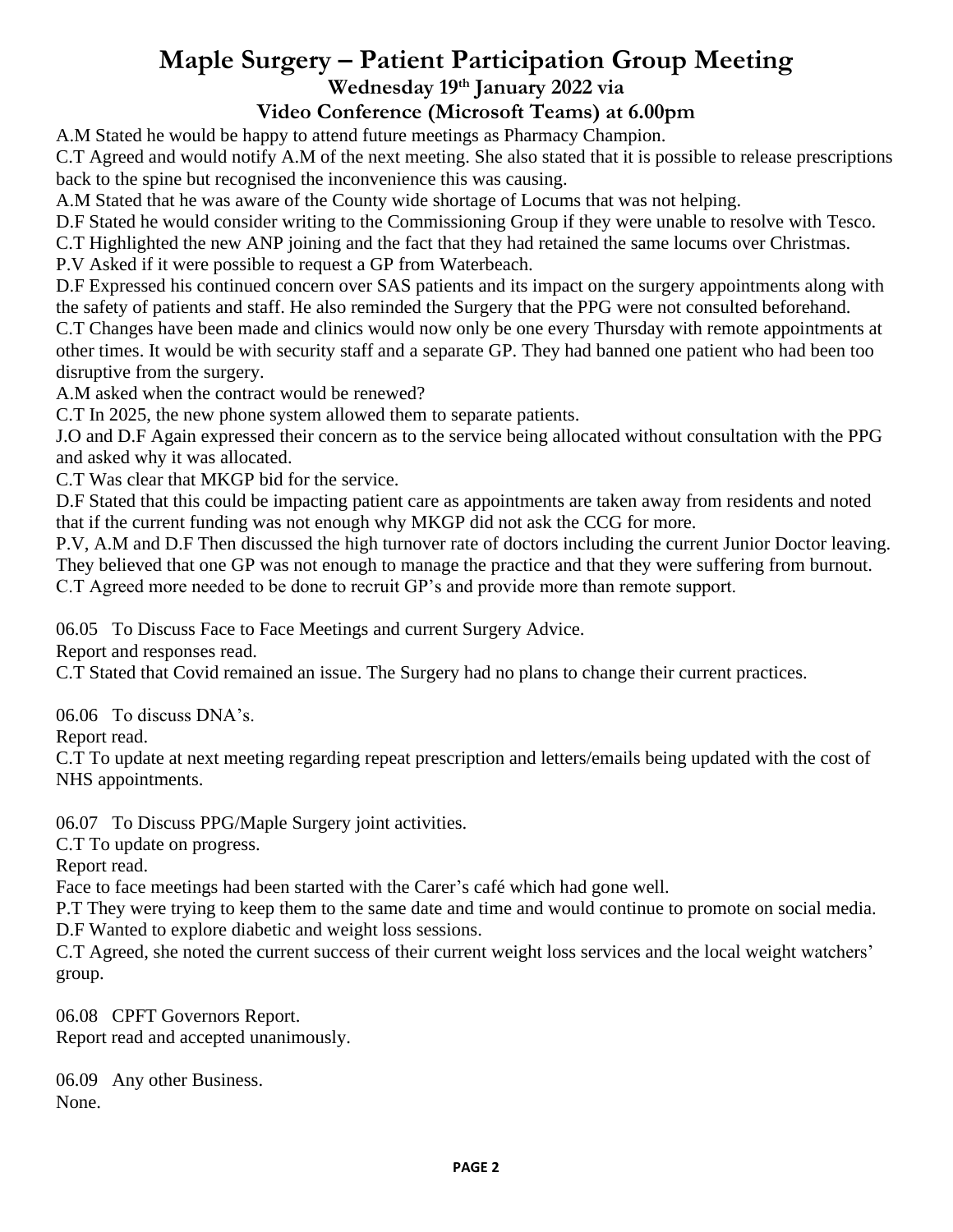# Maple Surgery – Patient Participation Group Meeting

## Wednesday 19th January 2022 via

## Video Conference (Microsoft Teams) at 6.00pm

A.M Stated he would be happy to attend future meetings as Pharmacy Champion.
C.T Agreed and would notify A.M of the next meeting. She also stated that it is possible to release prescriptions back to the spine but recognised the inconvenience this was causing.
A.M Stated that he was aware of the County wide shortage of Locums that was not helping.
D.F Stated he would consider writing to the Commissioning Group if they were unable to resolve with Tesco.
C.T Highlighted the new ANP joining and the fact that they had retained the same locums over Christmas.
P.V Asked if it were possible to request a GP from Waterbeach.
D.F Expressed his continued concern over SAS patients and its impact on the surgery appointments along with the safety of patients and staff. He also reminded the Surgery that the PPG were not consulted beforehand.
C.T Changes have been made and clinics would now only be one every Thursday with remote appointments at other times. It would be with security staff and a separate GP. They had banned one patient who had been too disruptive from the surgery.
A.M asked when the contract would be renewed?
C.T In 2025, the new phone system allowed them to separate patients.
J.O and D.F Again expressed their concern as to the service being allocated without consultation with the PPG and asked why it was allocated.
C.T Was clear that MKGP bid for the service.
D.F Stated that this could be impacting patient care as appointments are taken away from residents and noted that if the current funding was not enough why MKGP did not ask the CCG for more.
P.V, A.M and D.F Then discussed the high turnover rate of doctors including the current Junior Doctor leaving. They believed that one GP was not enough to manage the practice and that they were suffering from burnout.
C.T Agreed more needed to be done to recruit GP's and provide more than remote support.

06.05 To Discuss Face to Face Meetings and current Surgery Advice.
Report and responses read.
C.T Stated that Covid remained an issue. The Surgery had no plans to change their current practices.

06.06 To discuss DNA's.
Report read.
C.T To update at next meeting regarding repeat prescription and letters/emails being updated with the cost of NHS appointments.

06.07 To Discuss PPG/Maple Surgery joint activities.
C.T To update on progress.
Report read.
Face to face meetings had been started with the Carer's café which had gone well.
P.T They were trying to keep them to the same date and time and would continue to promote on social media.
D.F Wanted to explore diabetic and weight loss sessions.
C.T Agreed, she noted the current success of their current weight loss services and the local weight watchers' group.

06.08 CPFT Governors Report.
Report read and accepted unanimously.

06.09 Any other Business.
None.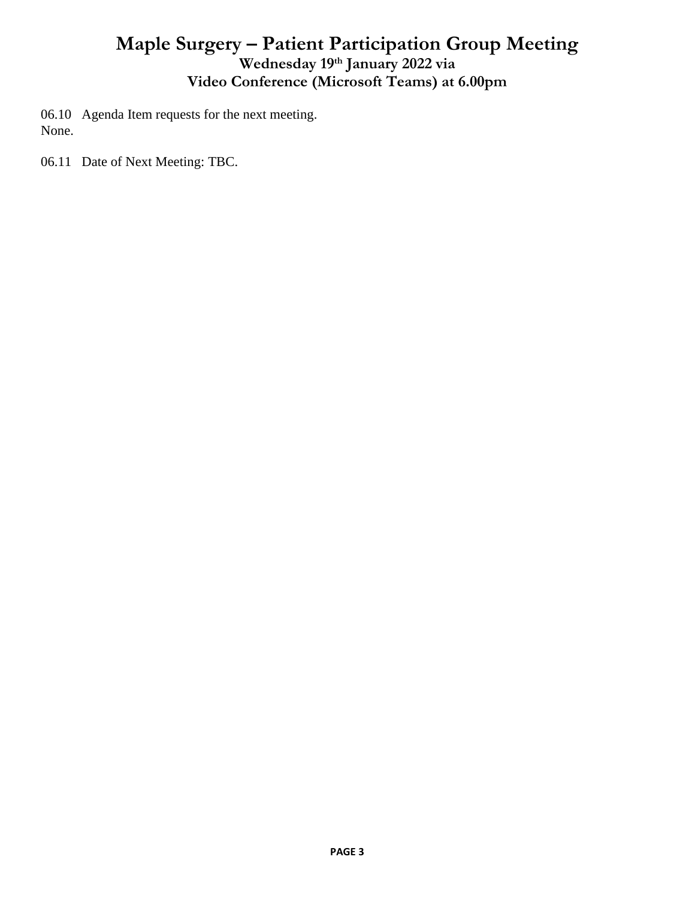06.10 Agenda Item requests for the next meeting.
None.

06.11 Date of Next Meeting: TBC.